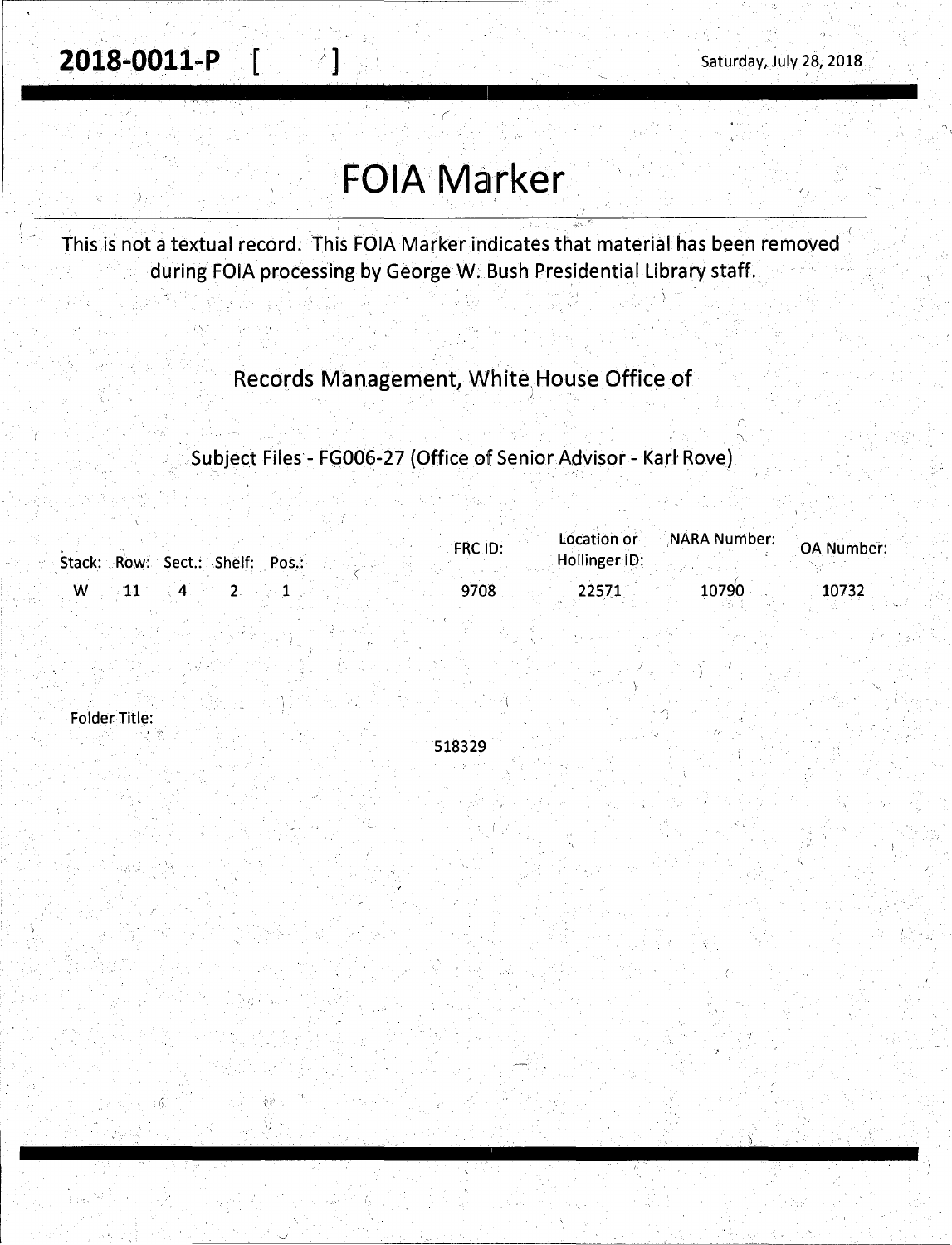2018-0011-P [ ]

Saturday, July 28, 2018

# FOIA Marker

This is not a textual record. This FOIA Marker indicates that material has been removed during FOIA processing by George W. Bush Presidential Library staff.

Records Management, White House Office of

Subject Files - FG006-27 (Office of Senior Advisor - Karl Rove)

| Stack: | Row: | Sect.: | Shelf: | Pos.: | FRC ID: | Location or Hollinger ID: | NARA Number: | OA Number: |
|---|---|---|---|---|---|---|---|---|
| W | 11 | 4 | 2 | 1 | 9708 | 22571 | 10790 | 10732 |

Folder Title:

518329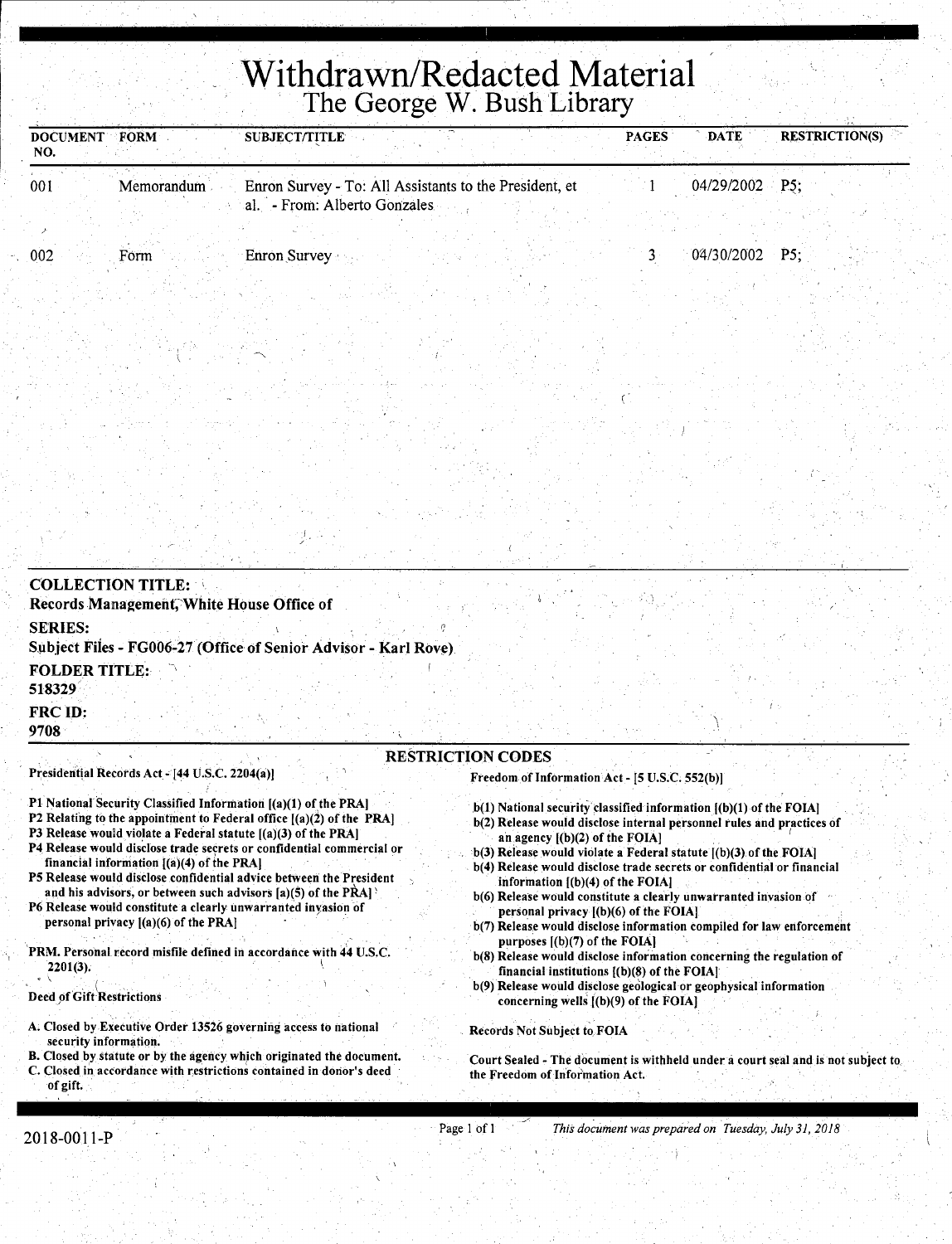# Withdrawn/Redacted Material
## The George W. Bush Library

| DOCUMENT NO. | FORM | SUBJECT/TITLE | PAGES | DATE | RESTRICTION(S) |
|---|---|---|---|---|---|
| 001 | Memorandum | Enron Survey - To: All Assistants to the President, et al. - From: Alberto Gonzales | 1 | 04/29/2002 | P5; |
| 002 | Form | Enron Survey | 3 | 04/30/2002 | P5; |

**COLLECTION TITLE:**
**Records Management, White House Office of**

**SERIES:**
**Subject Files - FG006-27 (Office of Senior Advisor - Karl Rove)**

**FOLDER TITLE:**
**518329**

**FRC ID:**
**9708**

### RESTRICTION CODES

**Presidential Records Act - [44 U.S.C. 2204(a)]**

- P1 National Security Classified Information [(a)(1) of the PRA]
- P2 Relating to the appointment to Federal office [(a)(2) of the PRA]
- P3 Release would violate a Federal statute [(a)(3) of the PRA]
- P4 Release would disclose trade secrets or confidential commercial or financial information [(a)(4) of the PRA]
- P5 Release would disclose confidential advice between the President and his advisors, or between such advisors [a)(5) of the PRA]
- P6 Release would constitute a clearly unwarranted invasion of personal privacy [(a)(6) of the PRA]

PRM. Personal record misfile defined in accordance with 44 U.S.C. 2201(3).

Deed of Gift Restrictions

- A. Closed by Executive Order 13526 governing access to national security information.
- B. Closed by statute or by the agency which originated the document.
- C. Closed in accordance with restrictions contained in donor's deed of gift.

**Freedom of Information Act - [5 U.S.C. 552(b)]**

- b(1) National security classified information [(b)(1) of the FOIA]
- b(2) Release would disclose internal personnel rules and practices of an agency [(b)(2) of the FOIA]
- b(3) Release would violate a Federal statute [(b)(3) of the FOIA]
- b(4) Release would disclose trade secrets or confidential or financial information [(b)(4) of the FOIA]
- b(6) Release would constitute a clearly unwarranted invasion of personal privacy [(b)(6) of the FOIA]
- b(7) Release would disclose information compiled for law enforcement purposes [(b)(7) of the FOIA]
- b(8) Release would disclose information concerning the regulation of financial institutions [(b)(8) of the FOIA]
- b(9) Release would disclose geological or geophysical information concerning wells [(b)(9) of the FOIA]

Records Not Subject to FOIA

Court Sealed - The document is withheld under a court seal and is not subject to the Freedom of Information Act.

2018-0011-P

*This document was prepared on Tuesday, July 31, 2018*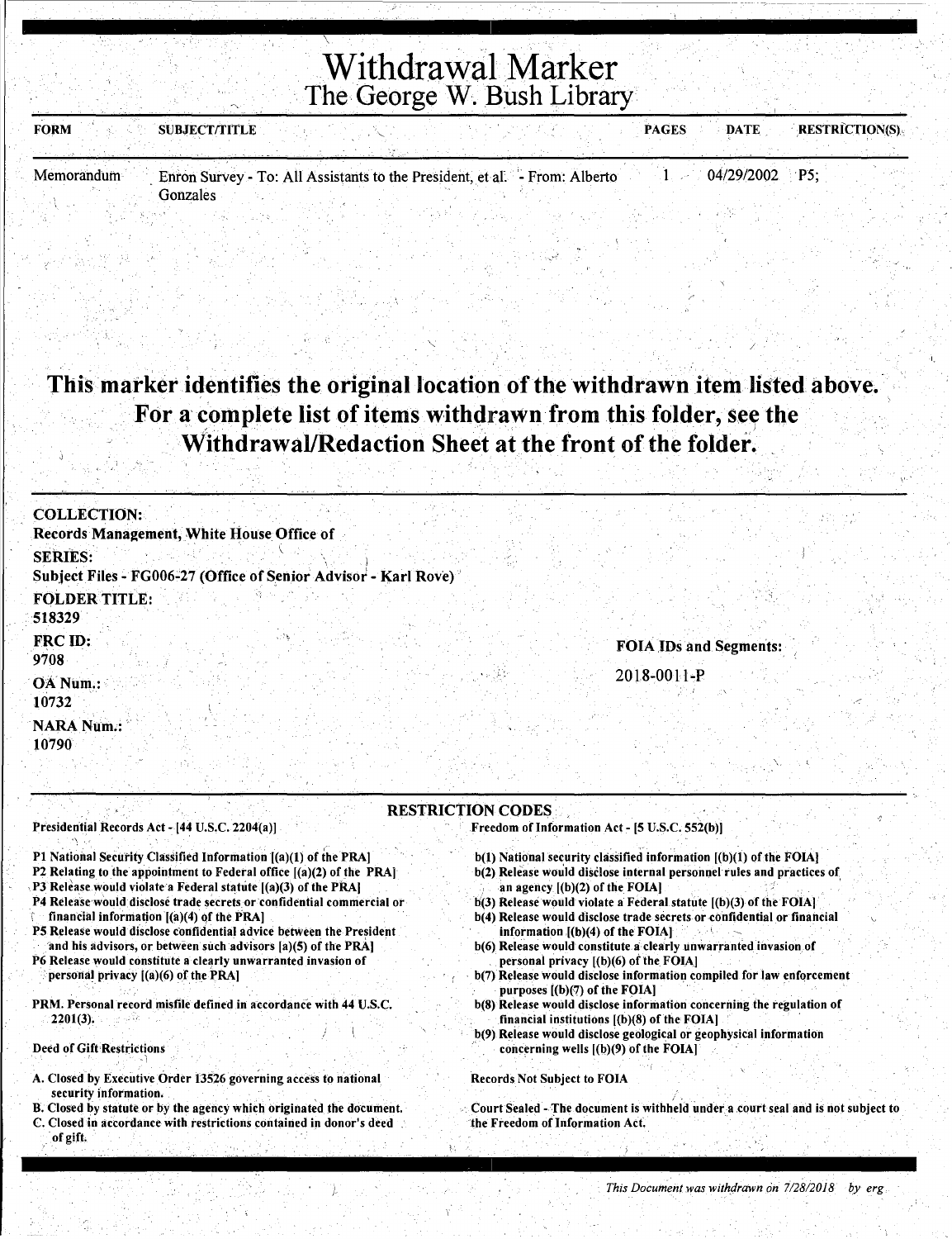# Withdrawal Marker
## The George W. Bush Library

| FORM | SUBJECT/TITLE | PAGES | DATE | RESTRICTION(S) |
|---|---|---|---|---|
| Memorandum | Enron Survey - To: All Assistants to the President, et al. - From: Alberto Gonzales | 1 | 04/29/2002 | P5; |

**This marker identifies the original location of the withdrawn item listed above. For a complete list of items withdrawn from this folder, see the Withdrawal/Redaction Sheet at the front of the folder.**

**COLLECTION:**
Records Management, White House Office of

**SERIES:**
Subject Files - FG006-27 (Office of Senior Advisor - Karl Rove)

**FOLDER TITLE:**
518329

**FRC ID:**
9708

**OA Num.:**
10732

**NARA Num.:**
10790

**FOIA IDs and Segments:**

2018-0011-P

### RESTRICTION CODES

Presidential Records Act - [44 U.S.C. 2204(a)]

P1 National Security Classified Information [(a)(1) of the PRA]
P2 Relating to the appointment to Federal office [(a)(2) of the PRA]
P3 Release would violate a Federal statute [(a)(3) of the PRA]
P4 Release would disclose trade secrets or confidential commercial or financial information [(a)(4) of the PRA]
P5 Release would disclose confidential advice between the President and his advisors, or between such advisors [a)(5) of the PRA]
P6 Release would constitute a clearly unwarranted invasion of personal privacy [(a)(6) of the PRA]

PRM. Personal record misfile defined in accordance with 44 U.S.C. 2201(3).

Deed of Gift Restrictions

A. Closed by Executive Order 13526 governing access to national security information.
B. Closed by statute or by the agency which originated the document.
C. Closed in accordance with restrictions contained in donor's deed of gift.

Freedom of Information Act - [5 U.S.C. 552(b)]

b(1) National security classified information [(b)(1) of the FOIA]
b(2) Release would disclose internal personnel rules and practices of an agency [(b)(2) of the FOIA]
b(3) Release would violate a Federal statute [(b)(3) of the FOIA]
b(4) Release would disclose trade secrets or confidential or financial information [(b)(4) of the FOIA]
b(6) Release would constitute a clearly unwarranted invasion of personal privacy [(b)(6) of the FOIA]
b(7) Release would disclose information compiled for law enforcement purposes [(b)(7) of the FOIA]
b(8) Release would disclose information concerning the regulation of financial institutions [(b)(8) of the FOIA]
b(9) Release would disclose geological or geophysical information concerning wells [(b)(9) of the FOIA]

Records Not Subject to FOIA

Court Sealed - The document is withheld under a court seal and is not subject to the Freedom of Information Act.

*This Document was withdrawn on 7/28/2018 by erg*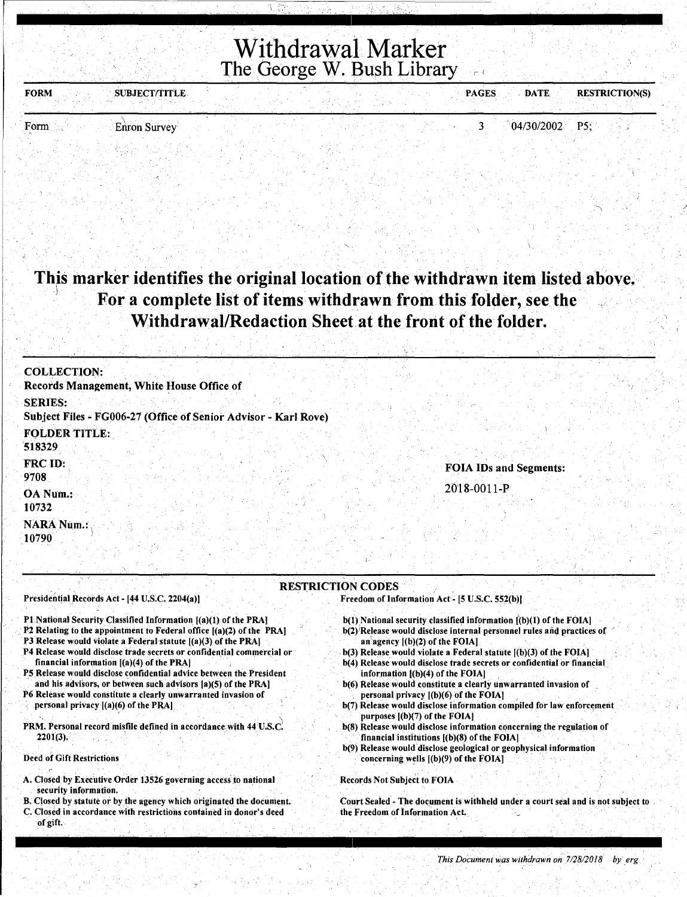# Withdrawal Marker
## The George W. Bush Library

| FORM | SUBJECT/TITLE | PAGES | DATE | RESTRICTION(S) |
|---|---|---|---|---|
| Form | Enron Survey | 3 | 04/30/2002 | P5; |

**This marker identifies the original location of the withdrawn item listed above. For a complete list of items withdrawn from this folder, see the Withdrawal/Redaction Sheet at the front of the folder.**

**COLLECTION:**
Records Management, White House Office of

**SERIES:**
Subject Files - FG006-27 (Office of Senior Advisor - Karl Rove)

**FOLDER TITLE:**
518329

**FRC ID:**
9708

**OA Num.:**
10732

**NARA Num.:**
10790

**FOIA IDs and Segments:**

2018-0011-P

**RESTRICTION CODES**

Presidential Records Act - [44 U.S.C. 2204(a)]

P1 National Security Classified Information [(a)(1) of the PRA]
P2 Relating to the appointment to Federal office [(a)(2) of the PRA]
P3 Release would violate a Federal statute [(a)(3) of the PRA]
P4 Release would disclose trade secrets or confidential commercial or financial information [(a)(4) of the PRA]
P5 Release would disclose confidential advice between the President and his advisors, or between such advisors [a)(5) of the PRA]
P6 Release would constitute a clearly unwarranted invasion of personal privacy [(a)(6) of the PRA]

PRM. Personal record misfile defined in accordance with 44 U.S.C. 2201(3).

Deed of Gift Restrictions

A. Closed by Executive Order 13526 governing access to national security information.
B. Closed by statute or by the agency which originated the document.
C. Closed in accordance with restrictions contained in donor's deed of gift.

Freedom of Information Act - [5 U.S.C. 552(b)]

b(1) National security classified information [(b)(1) of the FOIA]
b(2) Release would disclose internal personnel rules and practices of an agency [(b)(2) of the FOIA]
b(3) Release would violate a Federal statute [(b)(3) of the FOIA]
b(4) Release would disclose trade secrets or confidential or financial information [(b)(4) of the FOIA]
b(6) Release would constitute a clearly unwarranted invasion of personal privacy [(b)(6) of the FOIA]
b(7) Release would disclose information compiled for law enforcement purposes [(b)(7) of the FOIA]
b(8) Release would disclose information concerning the regulation of financial institutions [(b)(8) of the FOIA]
b(9) Release would disclose geological or geophysical information concerning wells [(b)(9) of the FOIA]

Records Not Subject to FOIA

Court Sealed - The document is withheld under a court seal and is not subject to the Freedom of Information Act.

*This Document was withdrawn on 7/28/2018 by erg*